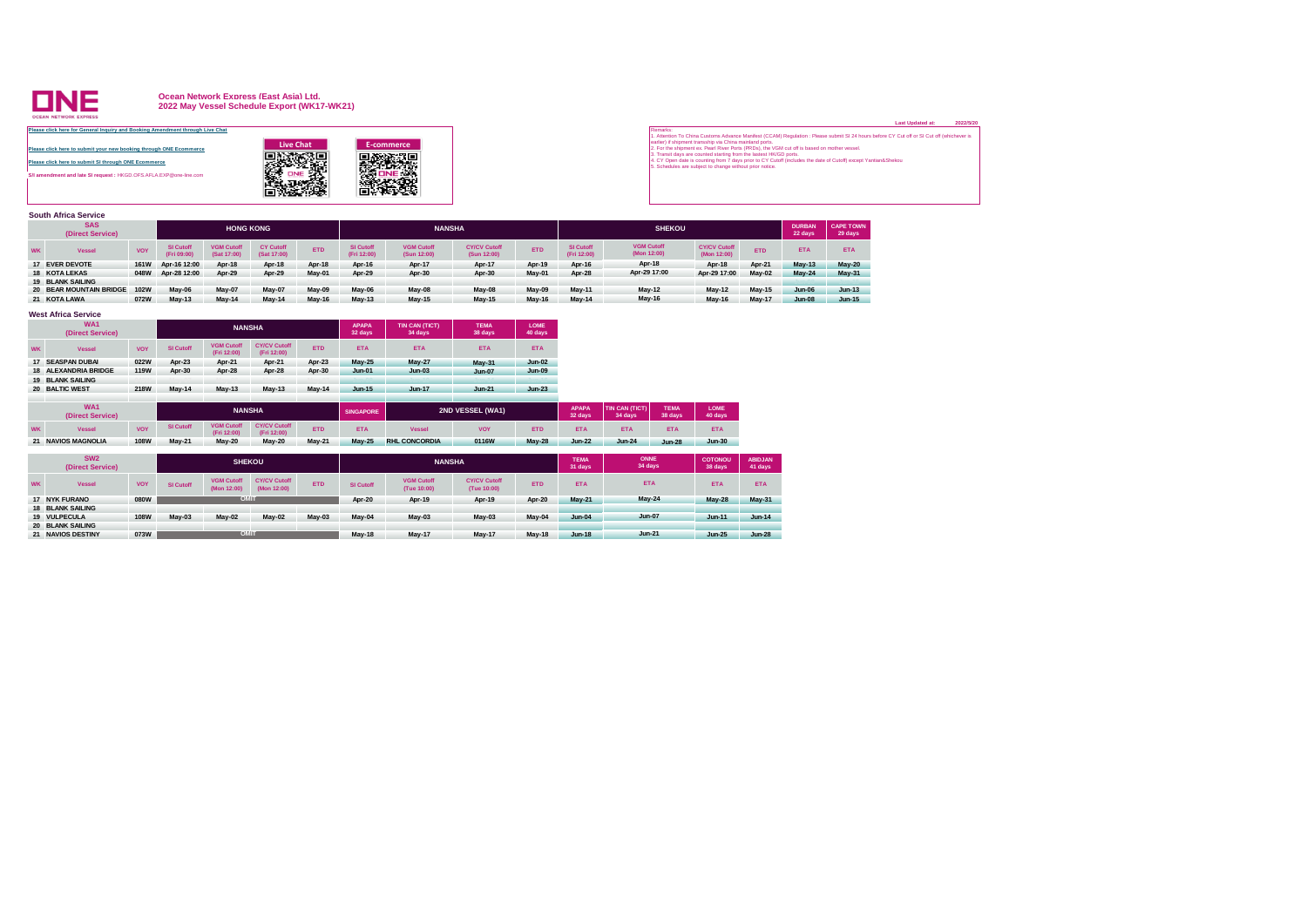# Ocean Network Express (East Asia) Ltd.
## 2022 May Vessel Schedule Export (WK17-WK21)

Last Updated at: 2022/5/20

Please click here for General Inquiry and Booking Amendment through Live Chat

Please click here to submit your new booking through ONE Ecommerce

Please click here to submit SI through ONE Ecommerce

S/I amendment and late SI request : HKGD.OFS.AFLA.EXP@one-line.com

Live Chat

E-commerce

Remarks:
1. Attention To China Customs Advance Manifest (CCAM) Regulation : Please submit SI 24 hours before CY Cut off or SI Cut off (whichever is earlier) if shipment tranship via China mainland ports.
2. For the shipment ex. Pearl River Ports (PRDs), the VGM cut off is based on mother vessel.
3. Transit days are counted starting from the lastest HK/GD ports.
4. CY Open date is counting from 7 days prior to CY Cutoff (includes the date of Cutoff) except Yantian&Shekou
5. Schedules are subject to change without prior notice.

### South Africa Service

| SAS (Direct Service) | | | HONG KONG | | | | NANSHA | | | | SHEKOU | | | | DURBAN 22 days | CAPE TOWN 29 days |
|---|---|---|---|---|---|---|---|---|---|---|---|---|---|---|---|---|
| WK | Vessel | VOY | SI Cutoff (Fri 09:00) | VGM Cutoff (Sat 17:00) | CY Cutoff (Sat 17:00) | ETD | SI Cutoff (Fri 12:00) | VGM Cutoff (Sun 12:00) | CY/CV Cutoff (Sun 12:00) | ETD | SI Cutoff (Fri 12:00) | VGM Cutoff (Mon 12:00) | CY/CV Cutoff (Mon 12:00) | ETD | ETA | ETA |
| 17 | EVER DEVOTE | 161W | Apr-16 12:00 | Apr-18 | Apr-18 | Apr-18 | Apr-16 | Apr-17 | Apr-17 | Apr-19 | Apr-16 | Apr-18 | Apr-18 | Apr-21 | May-13 | May-20 |
| 18 | KOTA LEKAS | 048W | Apr-28 12:00 | Apr-29 | Apr-29 | May-01 | Apr-29 | Apr-30 | Apr-30 | May-01 | Apr-28 | Apr-29 17:00 | Apr-29 17:00 | May-02 | May-24 | May-31 |
| 19 | BLANK SAILING | | | | | | | | | | | | | | | |
| 20 | BEAR MOUNTAIN BRIDGE | 102W | May-06 | May-07 | May-07 | May-09 | May-06 | May-08 | May-08 | May-09 | May-11 | May-12 | May-12 | May-15 | Jun-06 | Jun-13 |
| 21 | KOTA LAWA | 072W | May-13 | May-14 | May-14 | May-16 | May-13 | May-15 | May-15 | May-16 | May-14 | May-16 | May-16 | May-17 | Jun-08 | Jun-15 |

### West Africa Service

| WA1 (Direct Service) | | | NANSHA | | | | APAPA 32 days | TIN CAN (TICT) 34 days | TEMA 38 days | LOME 40 days |
|---|---|---|---|---|---|---|---|---|---|---|
| WK | Vessel | VOY | SI Cutoff | VGM Cutoff (Fri 12:00) | CY/CV Cutoff (Fri 12:00) | ETD | ETA | ETA | ETA | ETA |
| 17 | SEASPAN DUBAI | 022W | Apr-23 | Apr-21 | Apr-21 | Apr-23 | May-25 | May-27 | May-31 | Jun-02 |
| 18 | ALEXANDRIA BRIDGE | 119W | Apr-30 | Apr-28 | Apr-28 | Apr-30 | Jun-01 | Jun-03 | Jun-07 | Jun-09 |
| 19 | BLANK SAILING | | | | | | | | | |
| 20 | BALTIC WEST | 218W | May-14 | May-13 | May-13 | May-14 | Jun-15 | Jun-17 | Jun-21 | Jun-23 |

| WA1 (Direct Service) | | | NANSHA | | | | SINGAPORE | 2ND VESSEL (WA1) | | | APAPA 32 days | TIN CAN (TICT) 34 days | TEMA 38 days | LOME 40 days |
|---|---|---|---|---|---|---|---|---|---|---|---|---|---|---|
| WK | Vessel | VOY | SI Cutoff | VGM Cutoff (Fri 12:00) | CY/CV Cutoff (Fri 12:00) | ETD | ETA | Vessel | VOY | ETD | ETA | ETA | ETA | ETA |
| 21 | NAVIOS MAGNOLIA | 108W | May-21 | May-20 | May-20 | May-21 | May-25 | RHL CONCORDIA | 0116W | May-28 | Jun-22 | Jun-24 | Jun-28 | Jun-30 |

| SW2 (Direct Service) | | | SHEKOU | | | | NANSHA | | | | TEMA 31 days | ONNE 34 days | COTONOU 38 days | ABIDJAN 41 days |
|---|---|---|---|---|---|---|---|---|---|---|---|---|---|---|
| WK | Vessel | VOY | SI Cutoff | VGM Cutoff (Mon 12:00) | CY/CV Cutoff (Mon 12:00) | ETD | SI Cutoff | VGM Cutoff (Tue 10:00) | CY/CV Cutoff (Tue 10:00) | ETD | ETA | ETA | ETA | ETA |
| 17 | NYK FURANO | 080W | OMIT | | | | Apr-20 | Apr-19 | Apr-19 | Apr-20 | May-21 | May-24 | May-28 | May-31 |
| 18 | BLANK SAILING | | | | | | | | | | | | | |
| 19 | VULPECULA | 108W | May-03 | May-02 | May-02 | May-03 | May-04 | May-03 | May-03 | May-04 | Jun-04 | Jun-07 | Jun-11 | Jun-14 |
| 20 | BLANK SAILING | | | | | | | | | | | | | |
| 21 | NAVIOS DESTINY | 073W | OMIT | | | | May-18 | May-17 | May-17 | May-18 | Jun-18 | Jun-21 | Jun-25 | Jun-28 |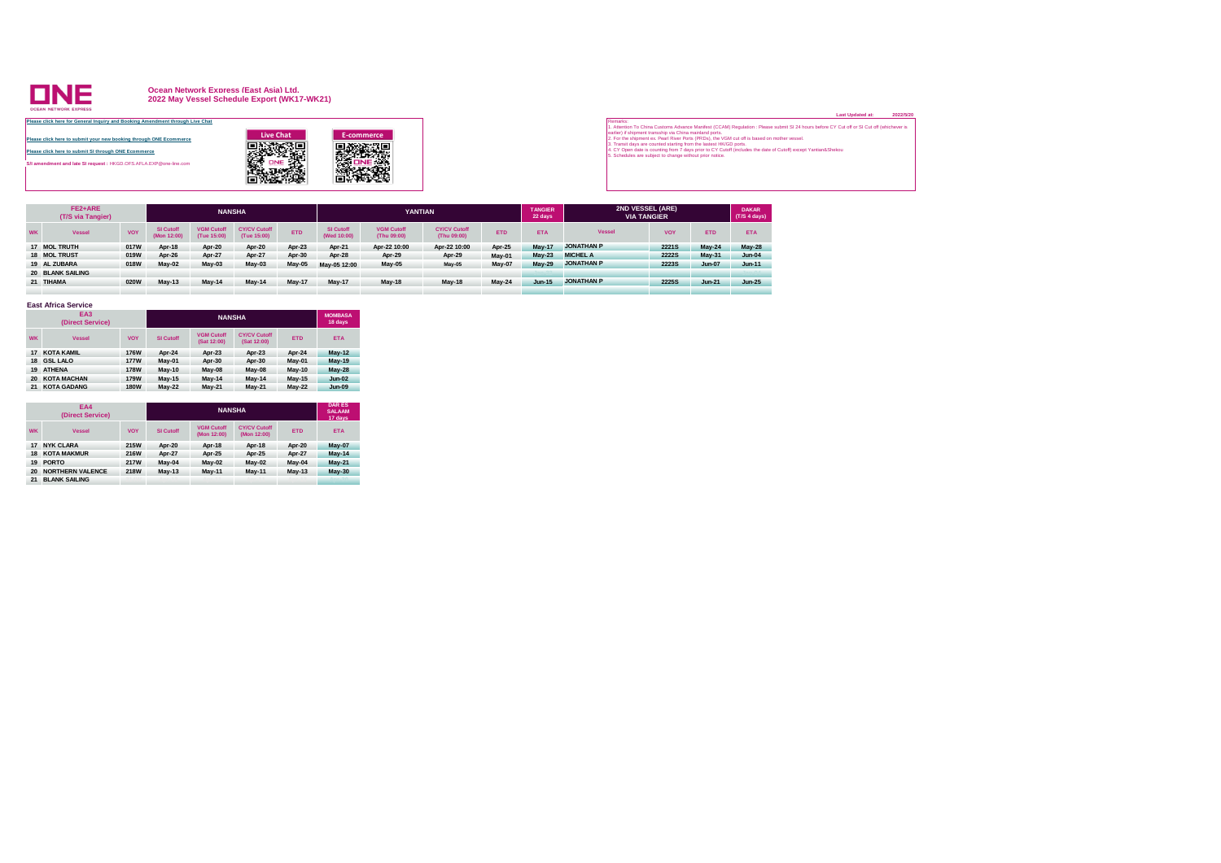**Ocean Network Express (East Asia) Ltd.**
**2022 May Vessel Schedule Export (WK17-WK21)**

Last Updated at: 2022/5/20

Please click here for General Inquiry and Booking Amendment through Live Chat

Please click here to submit your new booking through ONE Ecommerce

Please click here to submit SI through ONE Ecommerce

S/I amendment and late SI request : HKGD.OFS.AFLA.EXP@one-line.com

Live Chat

E-commerce

Remarks:
1. Attention To China Customs Advance Manifest (CCAM) Regulation : Please submit SI 24 hours before CY Cut off or SI Cut off (whichever is earlier) if shipment tranship via China mainland ports.
2. For the shipment ex. Pearl River Ports (PRDs), the VGM cut off is based on mother vessel.
3. Transit days are counted starting from the lastest HK/GD ports.
4. CY Open date is counting from 7 days prior to CY Cutoff (includes the date of Cutoff) except Yantian&Shekou
5. Schedules are subject to change without prior notice.

| FE2+ARE (T/S via Tangier) | | | NANSHA | | | | YANTIAN | | | | TANGIER 22 days | 2ND VESSEL (ARE) VIA TANGIER | | | DAKAR (T/S 4 days) |
|---|---|---|---|---|---|---|---|---|---|---|---|---|---|---|---|
| WK | Vessel | VOY | SI Cutoff (Mon 12:00) | VGM Cutoff (Tue 15:00) | CY/CV Cutoff (Tue 15:00) | ETD | SI Cutoff (Wed 10:00) | VGM Cutoff (Thu 09:00) | CY/CV Cutoff (Thu 09:00) | ETD | ETA | Vessel | VOY | ETD | ETA |
| 17 | MOL TRUTH | 017W | Apr-18 | Apr-20 | Apr-20 | Apr-23 | Apr-21 | Apr-22 10:00 | Apr-22 10:00 | Apr-25 | May-17 | JONATHAN P | 2221S | May-24 | May-28 |
| 18 | MOL TRUST | 019W | Apr-26 | Apr-27 | Apr-27 | Apr-30 | Apr-28 | Apr-29 | Apr-29 | May-01 | May-23 | MICHEL A | 2222S | May-31 | Jun-04 |
| 19 | AL ZUBARA | 018W | May-02 | May-03 | May-03 | May-05 | May-05 12:00 | May-05 | May-05 | May-07 | May-29 | JONATHAN P | 2223S | Jun-07 | Jun-11 |
| 20 | BLANK SAILING | | | | | | | | | | | | | | |
| 21 | TIHAMA | 020W | May-13 | May-14 | May-14 | May-17 | May-17 | May-18 | May-18 | May-24 | Jun-15 | JONATHAN P | 2225S | Jun-21 | Jun-25 |

**East Africa Service**

| EA3 (Direct Service) | | | NANSHA | | | | MOMBASA 18 days |
|---|---|---|---|---|---|---|---|
| WK | Vessel | VOY | SI Cutoff | VGM Cutoff (Sat 12:00) | CY/CV Cutoff (Sat 12:00) | ETD | ETA |
| 17 | KOTA KAMIL | 176W | Apr-24 | Apr-23 | Apr-23 | Apr-24 | May-12 |
| 18 | GSL LALO | 177W | May-01 | Apr-30 | Apr-30 | May-01 | May-19 |
| 19 | ATHENA | 178W | May-10 | May-08 | May-08 | May-10 | May-28 |
| 20 | KOTA MACHAN | 179W | May-15 | May-14 | May-14 | May-15 | Jun-02 |
| 21 | KOTA GADANG | 180W | May-22 | May-21 | May-21 | May-22 | Jun-09 |

| EA4 (Direct Service) | | | NANSHA | | | | DAR ES SALAAM 17 days |
|---|---|---|---|---|---|---|---|
| WK | Vessel | VOY | SI Cutoff | VGM Cutoff (Mon 12:00) | CY/CV Cutoff (Mon 12:00) | ETD | ETA |
| 17 | NYK CLARA | 215W | Apr-20 | Apr-18 | Apr-18 | Apr-20 | May-07 |
| 18 | KOTA MAKMUR | 216W | Apr-27 | Apr-25 | Apr-25 | Apr-27 | May-14 |
| 19 | PORTO | 217W | May-04 | May-02 | May-02 | May-04 | May-21 |
| 20 | NORTHERN VALENCE | 218W | May-13 | May-11 | May-11 | May-13 | May-30 |
| 21 | BLANK SAILING | | | | | | |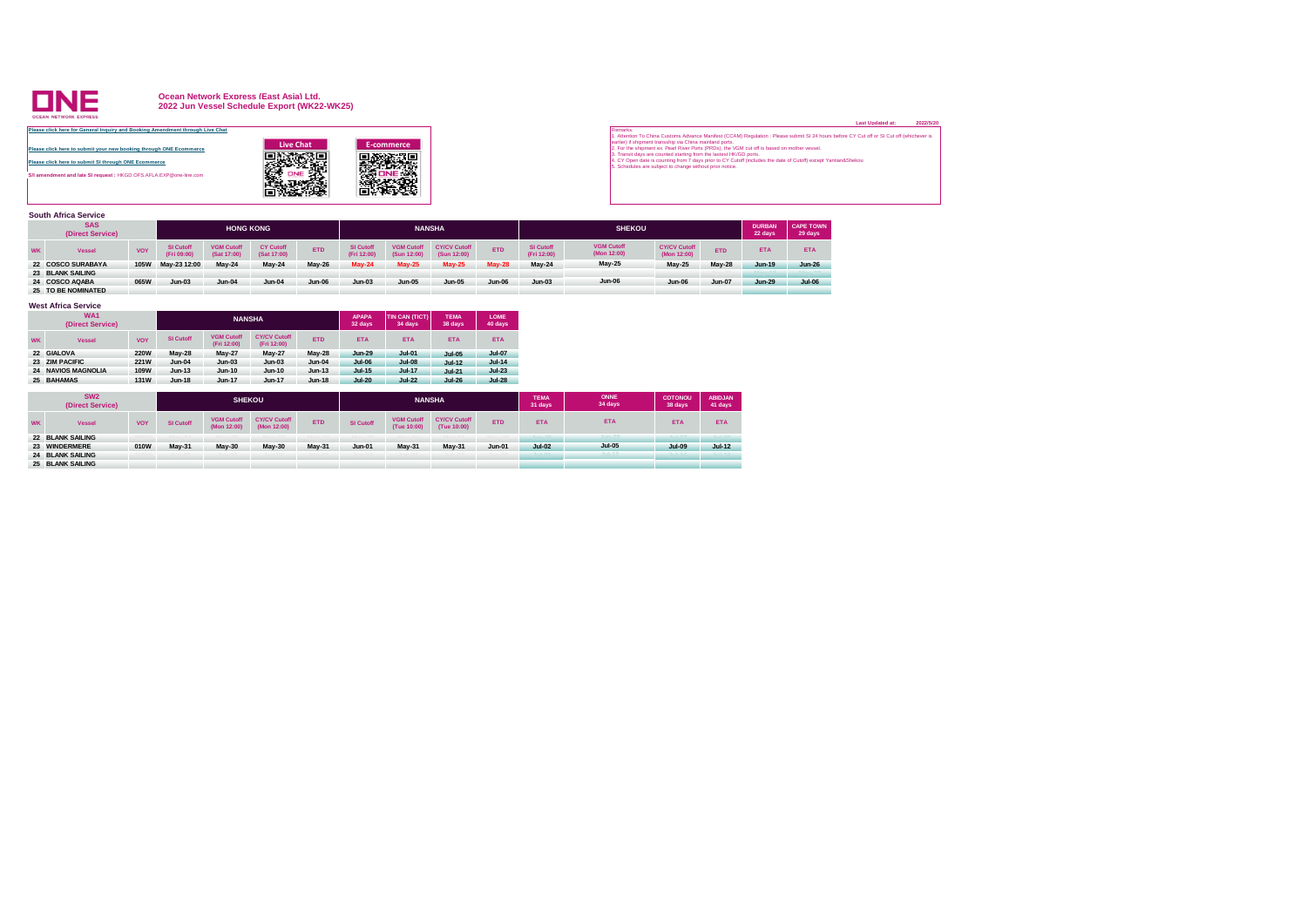# Ocean Network Express (East Asia) Ltd.
## 2022 Jun Vessel Schedule Export (WK22-WK25)

Last Updated at: 2022/5/20

Please click here for General Inquiry and Booking Amendment through Live Chat

Please click here to submit your new booking through ONE Ecommerce

Please click here to submit SI through ONE Ecommerce

S/I amendment and late SI request : HKGD.OFS.AFLA.EXP@one-line.com

Live Chat

E-commerce

Remarks:
1. Attention To China Customs Advance Manifest (CCAM) Regulation : Please submit SI 24 hours before CY Cut off or SI Cut off (whichever is earlier) if shipment tranship via China mainland ports.
2. For the shipment ex. Pearl River Ports (PRDs), the VGM cut off is based on mother vessel.
3. Transit days are counted starting from the lastest HK/GD ports.
4. CY Open date is counting from 7 days prior to CY Cutoff (includes the date of Cutoff) except Yantian&Shekou
5. Schedules are subject to change without prior notice.

### South Africa Service

| SAS (Direct Service) | | | HONG KONG | | | | NANSHA | | | | SHEKOU | | | | DURBAN 22 days | CAPE TOWN 29 days |
|---|---|---|---|---|---|---|---|---|---|---|---|---|---|---|---|---|
| WK | Vessel | VOY | SI Cutoff (Fri 09:00) | VGM Cutoff (Sat 17:00) | CY Cutoff (Sat 17:00) | ETD | SI Cutoff (Fri 12:00) | VGM Cutoff (Sun 12:00) | CY/CV Cutoff (Sun 12:00) | ETD | SI Cutoff (Fri 12:00) | VGM Cutoff (Mon 12:00) | CY/CV Cutoff (Mon 12:00) | ETD | ETA | ETA |
| 22 | COSCO SURABAYA | 105W | May-23 12:00 | May-24 | May-24 | May-26 | May-24 | May-25 | May-25 | May-28 | May-24 | May-25 | May-25 | May-28 | Jun-19 | Jun-26 |
| 23 | BLANK SAILING | | | | | | | | | | | | | | | |
| 24 | COSCO AQABA | 065W | Jun-03 | Jun-04 | Jun-04 | Jun-06 | Jun-03 | Jun-05 | Jun-05 | Jun-06 | Jun-03 | Jun-06 | Jun-06 | Jun-07 | Jun-29 | Jul-06 |
| 25 | TO BE NOMINATED | | | | | | | | | | | | | | | |

### West Africa Service

| WA1 (Direct Service) | | | NANSHA | | | | APAPA 32 days | TIN CAN (TICT) 34 days | TEMA 38 days | LOME 40 days |
|---|---|---|---|---|---|---|---|---|---|---|
| WK | Vessel | VOY | SI Cutoff | VGM Cutoff (Fri 12:00) | CY/CV Cutoff (Fri 12:00) | ETD | ETA | ETA | ETA | ETA |
| 22 | GIALOVA | 220W | May-28 | May-27 | May-27 | May-28 | Jun-29 | Jul-01 | Jul-05 | Jul-07 |
| 23 | ZIM PACIFIC | 221W | Jun-04 | Jun-03 | Jun-03 | Jun-04 | Jul-06 | Jul-08 | Jul-12 | Jul-14 |
| 24 | NAVIOS MAGNOLIA | 109W | Jun-13 | Jun-10 | Jun-10 | Jun-13 | Jul-15 | Jul-17 | Jul-21 | Jul-23 |
| 25 | BAHAMAS | 131W | Jun-18 | Jun-17 | Jun-17 | Jun-18 | Jul-20 | Jul-22 | Jul-26 | Jul-28 |

| SW2 (Direct Service) | | | SHEKOU | | | | NANSHA | | | | TEMA 31 days | ONNE 34 days | COTONOU 38 days | ABIDJAN 41 days |
|---|---|---|---|---|---|---|---|---|---|---|---|---|---|---|
| WK | Vessel | VOY | SI Cutoff | VGM Cutoff (Mon 12:00) | CY/CV Cutoff (Mon 12:00) | ETD | SI Cutoff | VGM Cutoff (Tue 10:00) | CY/CV Cutoff (Tue 10:00) | ETD | ETA | ETA | ETA | ETA |
| 22 | BLANK SAILING | | | | | | | | | | | | | |
| 23 | WINDERMERE | 010W | May-31 | May-30 | May-30 | May-31 | Jun-01 | May-31 | May-31 | Jun-01 | Jul-02 | Jul-05 | Jul-09 | Jul-12 |
| 24 | BLANK SAILING | | | | | | | | | | | | | |
| 25 | BLANK SAILING | | | | | | | | | | | | | |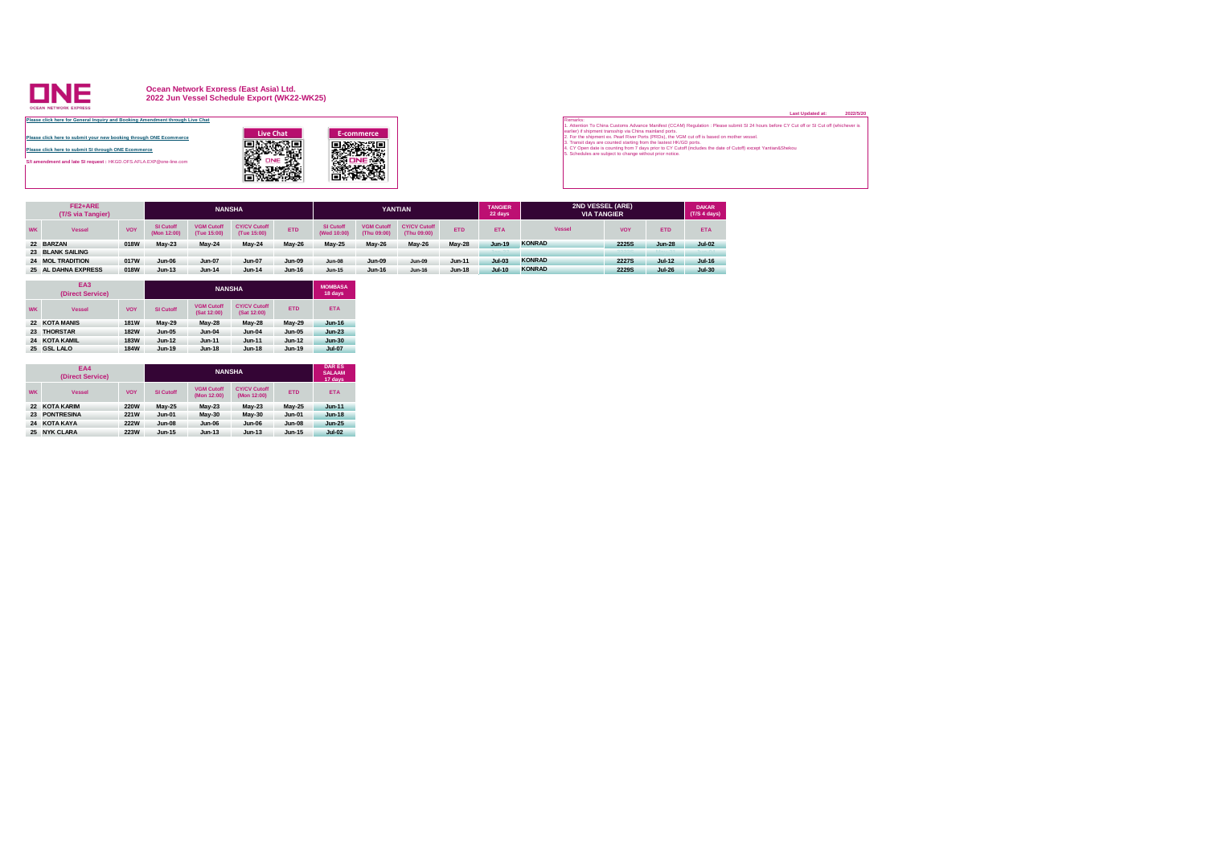**Ocean Network Express (East Asia) Ltd.**
**2022 Jun Vessel Schedule Export (WK22-WK25)**

Last Updated at: 2022/5/20

Please click here for General Inquiry and Booking Amendment through Live Chat

Please click here to submit your new booking through ONE Ecommerce

Please click here to submit SI through ONE Ecommerce

SI amendment and late SI request : HKGD.OFS.AFLA.EXP@one-line.com

Live Chat

E-commerce

Remarks:
1. Attention To China Customs Advance Manifest (CCAM) Regulation : Please submit SI 24 hours before CY Cut off or SI Cut off (whichever is earlier) if shipment tranship via China mainland ports.
2. For the shipment ex. Pearl River Ports (PRDs), the VGM cut off is based on mother vessel.
3. Transit days are counted starting from the lastest HK/GD ports.
4. CY Open date is counting from 7 days prior to CY Cutoff (includes the date of Cutoff) except Yantian&Shekou
5. Schedules are subject to change without prior notice.

| FE2+ARE (T/S via Tangier) | | | NANSHA | | | | YANTIAN | | | | TANGIER 22 days | 2ND VESSEL (ARE) VIA TANGIER | | | DAKAR (T/S 4 days) |
|---|---|---|---|---|---|---|---|---|---|---|---|---|---|---|---|
| WK | Vessel | VOY | SI Cutoff (Mon 12:00) | VGM Cutoff (Tue 15:00) | CY/CV Cutoff (Tue 15:00) | ETD | SI Cutoff (Wed 10:00) | VGM Cutoff (Thu 09:00) | CY/CV Cutoff (Thu 09:00) | ETD | ETA | Vessel | VOY | ETD | ETA |
| 22 | BARZAN | 018W | May-23 | May-24 | May-24 | May-26 | May-25 | May-26 | May-26 | May-28 | Jun-19 | KONRAD | 2225S | Jun-28 | Jul-02 |
| 23 | BLANK SAILING | | | | | | | | | | | | | | |
| 24 | MOL TRADITION | 017W | Jun-06 | Jun-07 | Jun-07 | Jun-09 | Jun-08 | Jun-09 | Jun-09 | Jun-11 | Jul-03 | KONRAD | 2227S | Jul-12 | Jul-16 |
| 25 | AL DAHNA EXPRESS | 018W | Jun-13 | Jun-14 | Jun-14 | Jun-16 | Jun-15 | Jun-16 | Jun-16 | Jun-18 | Jul-10 | KONRAD | 2229S | Jul-26 | Jul-30 |

| EA3 (Direct Service) | | | NANSHA | | | | MOMBASA 18 days |
|---|---|---|---|---|---|---|---|
| WK | Vessel | VOY | SI Cutoff | VGM Cutoff (Sat 12:00) | CY/CV Cutoff (Sat 12:00) | ETD | ETA |
| 22 | KOTA MANIS | 181W | May-29 | May-28 | May-28 | May-29 | Jun-16 |
| 23 | THORSTAR | 182W | Jun-05 | Jun-04 | Jun-04 | Jun-05 | Jun-23 |
| 24 | KOTA KAMIL | 183W | Jun-12 | Jun-11 | Jun-11 | Jun-12 | Jun-30 |
| 25 | GSL LALO | 184W | Jun-19 | Jun-18 | Jun-18 | Jun-19 | Jul-07 |

| EA4 (Direct Service) | | | NANSHA | | | | DAR ES SALAAM 17 days |
|---|---|---|---|---|---|---|---|
| WK | Vessel | VOY | SI Cutoff | VGM Cutoff (Mon 12:00) | CY/CV Cutoff (Mon 12:00) | ETD | ETA |
| 22 | KOTA KARIM | 220W | May-25 | May-23 | May-23 | May-25 | Jun-11 |
| 23 | PONTRESINA | 221W | Jun-01 | May-30 | May-30 | Jun-01 | Jun-18 |
| 24 | KOTA KAYA | 222W | Jun-08 | Jun-06 | Jun-06 | Jun-08 | Jun-25 |
| 25 | NYK CLARA | 223W | Jun-15 | Jun-13 | Jun-13 | Jun-15 | Jul-02 |